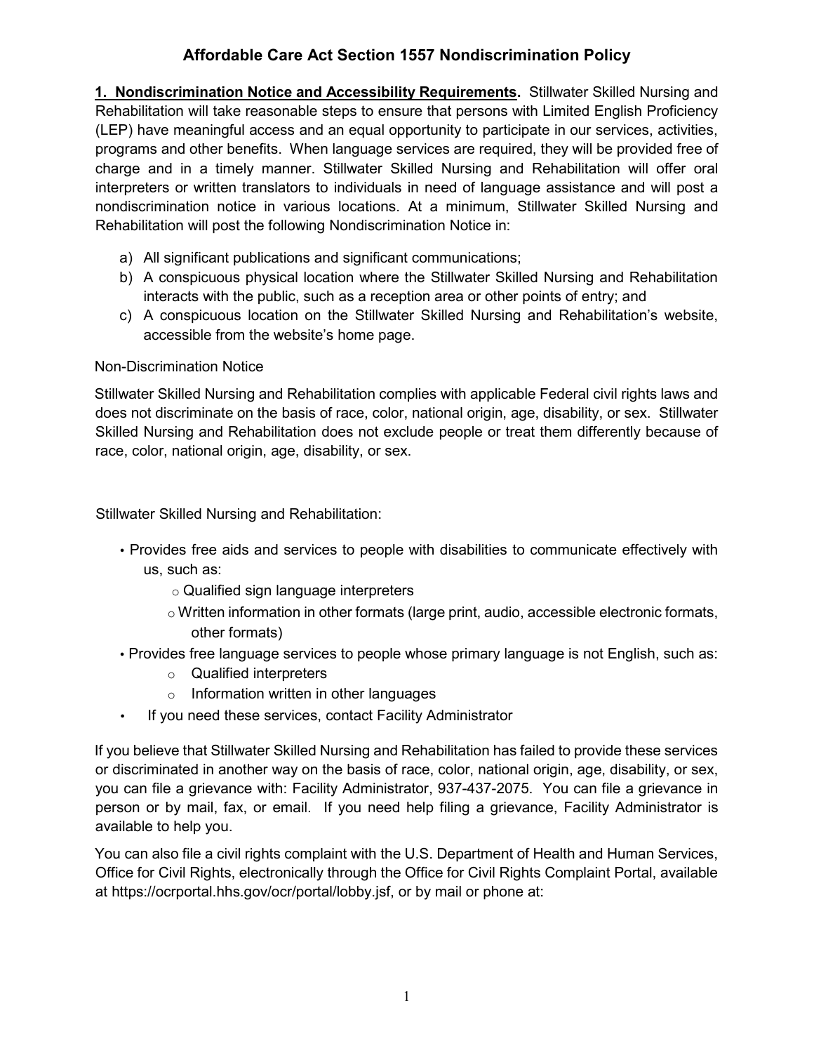# Affordable Care Act Section 1557 Nondiscrimination Policy

**1. Nondiscrimination Notice and Accessibility Requirements.** Stillwater Skilled Nursing and Rehabilitation will take reasonable steps to ensure that persons with Limited English Proficiency (LEP) have meaningful access and an equal opportunity to participate in our services, activities, programs and other benefits. When language services are required, they will be provided free of charge and in a timely manner. Stillwater Skilled Nursing and Rehabilitation will offer oral interpreters or written translators to individuals in need of language assistance and will post a nondiscrimination notice in various locations. At a minimum, Stillwater Skilled Nursing and Rehabilitation will post the following Nondiscrimination Notice in:

a) All significant publications and significant communications;
b) A conspicuous physical location where the Stillwater Skilled Nursing and Rehabilitation interacts with the public, such as a reception area or other points of entry; and
c) A conspicuous location on the Stillwater Skilled Nursing and Rehabilitation's website, accessible from the website's home page.

Non-Discrimination Notice

Stillwater Skilled Nursing and Rehabilitation complies with applicable Federal civil rights laws and does not discriminate on the basis of race, color, national origin, age, disability, or sex. Stillwater Skilled Nursing and Rehabilitation does not exclude people or treat them differently because of race, color, national origin, age, disability, or sex.

Stillwater Skilled Nursing and Rehabilitation:

- Provides free aids and services to people with disabilities to communicate effectively with us, such as:
  - Qualified sign language interpreters
  - Written information in other formats (large print, audio, accessible electronic formats, other formats)
- Provides free language services to people whose primary language is not English, such as:
  - Qualified interpreters
  - Information written in other languages
- If you need these services, contact Facility Administrator

If you believe that Stillwater Skilled Nursing and Rehabilitation has failed to provide these services or discriminated in another way on the basis of race, color, national origin, age, disability, or sex, you can file a grievance with: Facility Administrator, 937-437-2075. You can file a grievance in person or by mail, fax, or email. If you need help filing a grievance, Facility Administrator is available to help you.

You can also file a civil rights complaint with the U.S. Department of Health and Human Services, Office for Civil Rights, electronically through the Office for Civil Rights Complaint Portal, available at https://ocrportal.hhs.gov/ocr/portal/lobby.jsf, or by mail or phone at: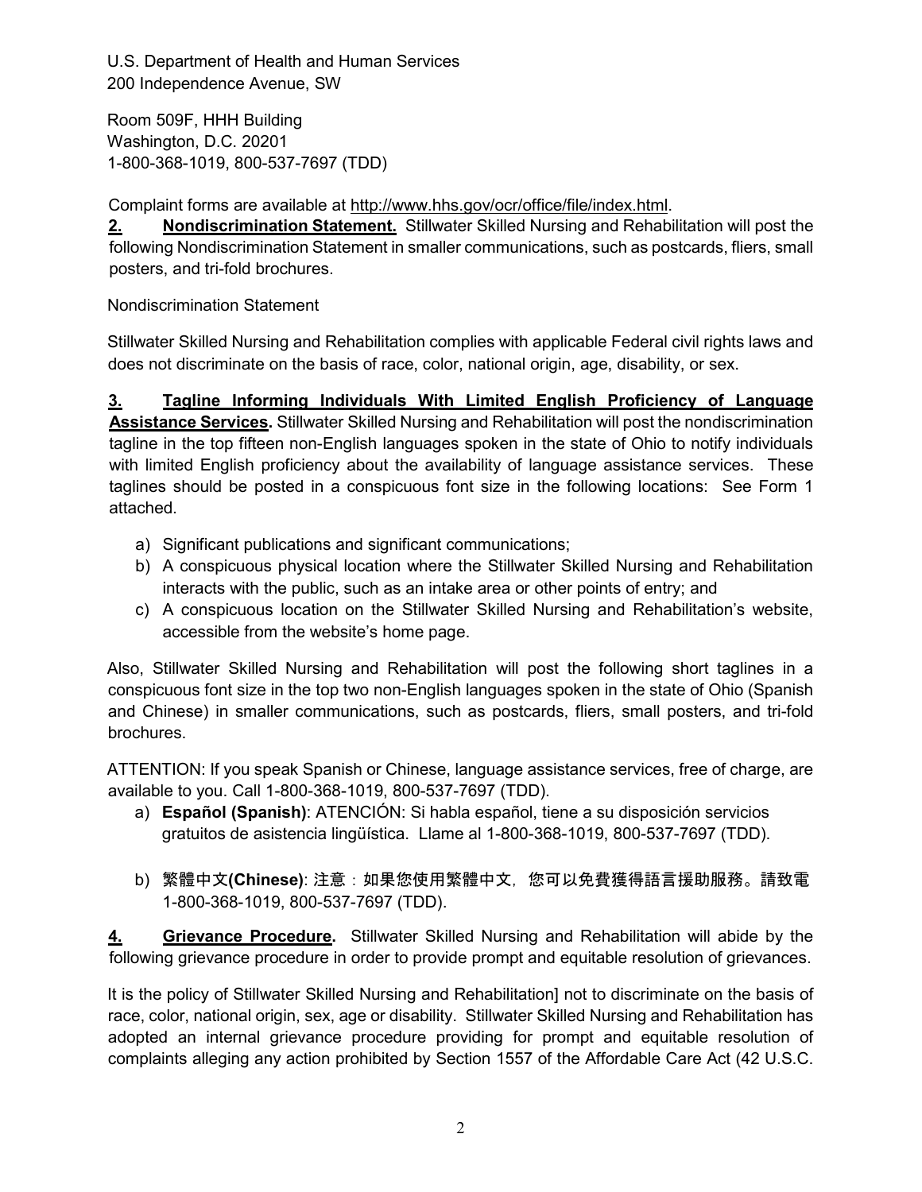U.S. Department of Health and Human Services
200 Independence Avenue, SW

Room 509F, HHH Building
Washington, D.C. 20201
1-800-368-1019, 800-537-7697 (TDD)

Complaint forms are available at http://www.hhs.gov/ocr/office/file/index.html.

**2. Nondiscrimination Statement.** Stillwater Skilled Nursing and Rehabilitation will post the following Nondiscrimination Statement in smaller communications, such as postcards, fliers, small posters, and tri-fold brochures.

Nondiscrimination Statement

Stillwater Skilled Nursing and Rehabilitation complies with applicable Federal civil rights laws and does not discriminate on the basis of race, color, national origin, age, disability, or sex.

**3. Tagline Informing Individuals With Limited English Proficiency of Language Assistance Services.** Stillwater Skilled Nursing and Rehabilitation will post the nondiscrimination tagline in the top fifteen non-English languages spoken in the state of Ohio to notify individuals with limited English proficiency about the availability of language assistance services. These taglines should be posted in a conspicuous font size in the following locations: See Form 1 attached.

a) Significant publications and significant communications;
b) A conspicuous physical location where the Stillwater Skilled Nursing and Rehabilitation interacts with the public, such as an intake area or other points of entry; and
c) A conspicuous location on the Stillwater Skilled Nursing and Rehabilitation's website, accessible from the website's home page.

Also, Stillwater Skilled Nursing and Rehabilitation will post the following short taglines in a conspicuous font size in the top two non-English languages spoken in the state of Ohio (Spanish and Chinese) in smaller communications, such as postcards, fliers, small posters, and tri-fold brochures.

ATTENTION: If you speak Spanish or Chinese, language assistance services, free of charge, are available to you. Call 1-800-368-1019, 800-537-7697 (TDD).

a) **Español (Spanish)**: ATENCIÓN: Si habla español, tiene a su disposición servicios gratuitos de asistencia lingüística. Llame al 1-800-368-1019, 800-537-7697 (TDD).

b) **繁體中文(Chinese)**: 注意：如果您使用繁體中文，您可以免費獲得語言援助服務。請致電 1-800-368-1019, 800-537-7697 (TDD).

**4. Grievance Procedure.** Stillwater Skilled Nursing and Rehabilitation will abide by the following grievance procedure in order to provide prompt and equitable resolution of grievances.

It is the policy of Stillwater Skilled Nursing and Rehabilitation] not to discriminate on the basis of race, color, national origin, sex, age or disability. Stillwater Skilled Nursing and Rehabilitation has adopted an internal grievance procedure providing for prompt and equitable resolution of complaints alleging any action prohibited by Section 1557 of the Affordable Care Act (42 U.S.C.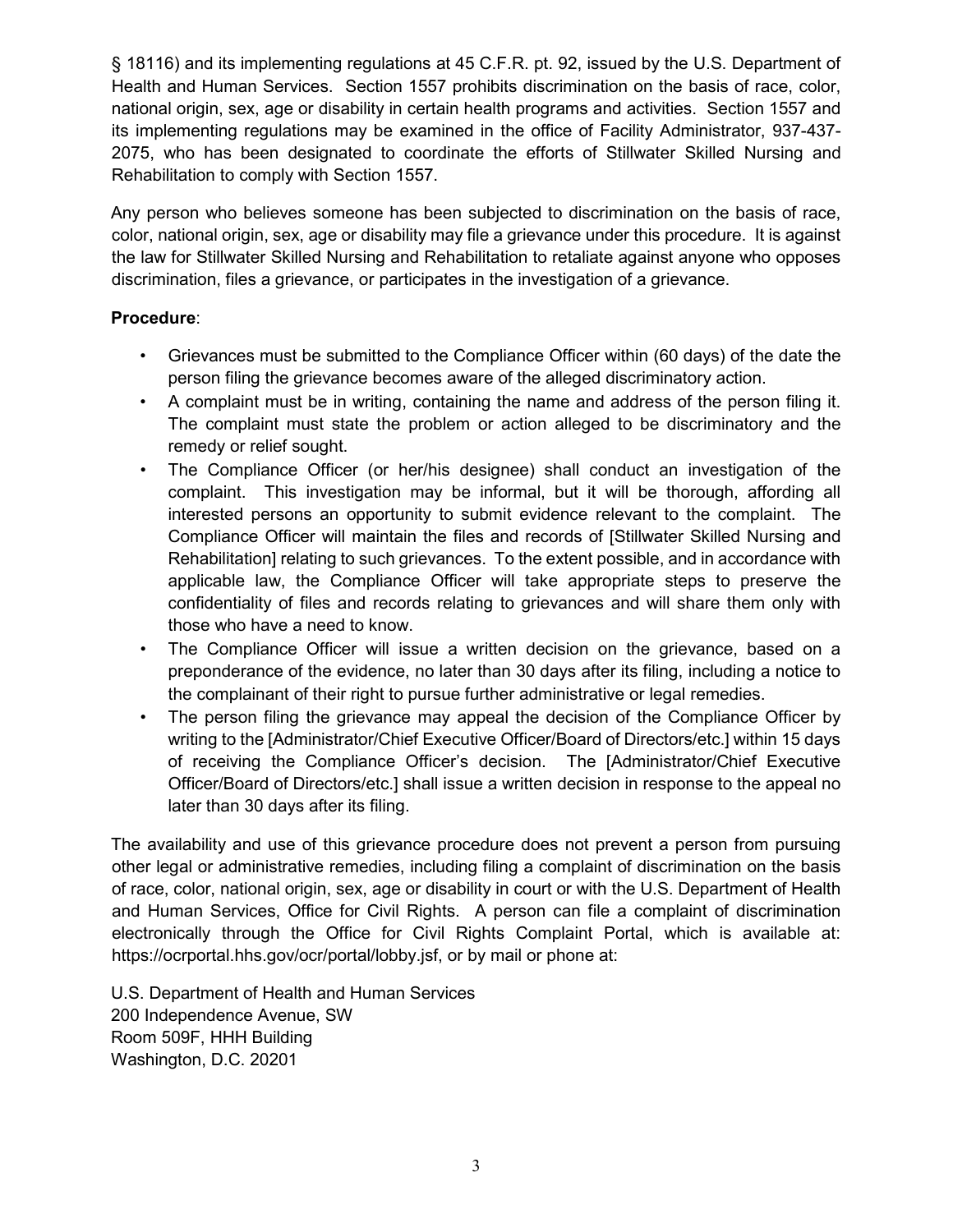§ 18116) and its implementing regulations at 45 C.F.R. pt. 92, issued by the U.S. Department of Health and Human Services. Section 1557 prohibits discrimination on the basis of race, color, national origin, sex, age or disability in certain health programs and activities. Section 1557 and its implementing regulations may be examined in the office of Facility Administrator, 937-437-2075, who has been designated to coordinate the efforts of Stillwater Skilled Nursing and Rehabilitation to comply with Section 1557.

Any person who believes someone has been subjected to discrimination on the basis of race, color, national origin, sex, age or disability may file a grievance under this procedure. It is against the law for Stillwater Skilled Nursing and Rehabilitation to retaliate against anyone who opposes discrimination, files a grievance, or participates in the investigation of a grievance.

**Procedure**:

- Grievances must be submitted to the Compliance Officer within (60 days) of the date the person filing the grievance becomes aware of the alleged discriminatory action.
- A complaint must be in writing, containing the name and address of the person filing it. The complaint must state the problem or action alleged to be discriminatory and the remedy or relief sought.
- The Compliance Officer (or her/his designee) shall conduct an investigation of the complaint. This investigation may be informal, but it will be thorough, affording all interested persons an opportunity to submit evidence relevant to the complaint. The Compliance Officer will maintain the files and records of [Stillwater Skilled Nursing and Rehabilitation] relating to such grievances. To the extent possible, and in accordance with applicable law, the Compliance Officer will take appropriate steps to preserve the confidentiality of files and records relating to grievances and will share them only with those who have a need to know.
- The Compliance Officer will issue a written decision on the grievance, based on a preponderance of the evidence, no later than 30 days after its filing, including a notice to the complainant of their right to pursue further administrative or legal remedies.
- The person filing the grievance may appeal the decision of the Compliance Officer by writing to the [Administrator/Chief Executive Officer/Board of Directors/etc.] within 15 days of receiving the Compliance Officer's decision. The [Administrator/Chief Executive Officer/Board of Directors/etc.] shall issue a written decision in response to the appeal no later than 30 days after its filing.

The availability and use of this grievance procedure does not prevent a person from pursuing other legal or administrative remedies, including filing a complaint of discrimination on the basis of race, color, national origin, sex, age or disability in court or with the U.S. Department of Health and Human Services, Office for Civil Rights. A person can file a complaint of discrimination electronically through the Office for Civil Rights Complaint Portal, which is available at: https://ocrportal.hhs.gov/ocr/portal/lobby.jsf, or by mail or phone at:

U.S. Department of Health and Human Services
200 Independence Avenue, SW
Room 509F, HHH Building
Washington, D.C. 20201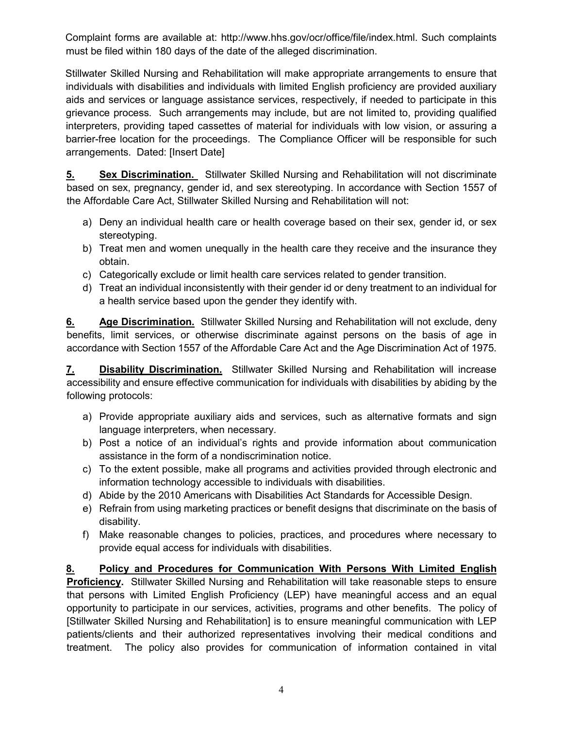Complaint forms are available at: http://www.hhs.gov/ocr/office/file/index.html. Such complaints must be filed within 180 days of the date of the alleged discrimination.

Stillwater Skilled Nursing and Rehabilitation will make appropriate arrangements to ensure that individuals with disabilities and individuals with limited English proficiency are provided auxiliary aids and services or language assistance services, respectively, if needed to participate in this grievance process. Such arrangements may include, but are not limited to, providing qualified interpreters, providing taped cassettes of material for individuals with low vision, or assuring a barrier-free location for the proceedings. The Compliance Officer will be responsible for such arrangements. Dated: [Insert Date]

**5. Sex Discrimination.** Stillwater Skilled Nursing and Rehabilitation will not discriminate based on sex, pregnancy, gender id, and sex stereotyping. In accordance with Section 1557 of the Affordable Care Act, Stillwater Skilled Nursing and Rehabilitation will not:

a) Deny an individual health care or health coverage based on their sex, gender id, or sex stereotyping.
b) Treat men and women unequally in the health care they receive and the insurance they obtain.
c) Categorically exclude or limit health care services related to gender transition.
d) Treat an individual inconsistently with their gender id or deny treatment to an individual for a health service based upon the gender they identify with.

**6. Age Discrimination.** Stillwater Skilled Nursing and Rehabilitation will not exclude, deny benefits, limit services, or otherwise discriminate against persons on the basis of age in accordance with Section 1557 of the Affordable Care Act and the Age Discrimination Act of 1975.

**7. Disability Discrimination.** Stillwater Skilled Nursing and Rehabilitation will increase accessibility and ensure effective communication for individuals with disabilities by abiding by the following protocols:

a) Provide appropriate auxiliary aids and services, such as alternative formats and sign language interpreters, when necessary.
b) Post a notice of an individual's rights and provide information about communication assistance in the form of a nondiscrimination notice.
c) To the extent possible, make all programs and activities provided through electronic and information technology accessible to individuals with disabilities.
d) Abide by the 2010 Americans with Disabilities Act Standards for Accessible Design.
e) Refrain from using marketing practices or benefit designs that discriminate on the basis of disability.
f) Make reasonable changes to policies, practices, and procedures where necessary to provide equal access for individuals with disabilities.

**8. Policy and Procedures for Communication With Persons With Limited English Proficiency.** Stillwater Skilled Nursing and Rehabilitation will take reasonable steps to ensure that persons with Limited English Proficiency (LEP) have meaningful access and an equal opportunity to participate in our services, activities, programs and other benefits. The policy of [Stillwater Skilled Nursing and Rehabilitation] is to ensure meaningful communication with LEP patients/clients and their authorized representatives involving their medical conditions and treatment. The policy also provides for communication of information contained in vital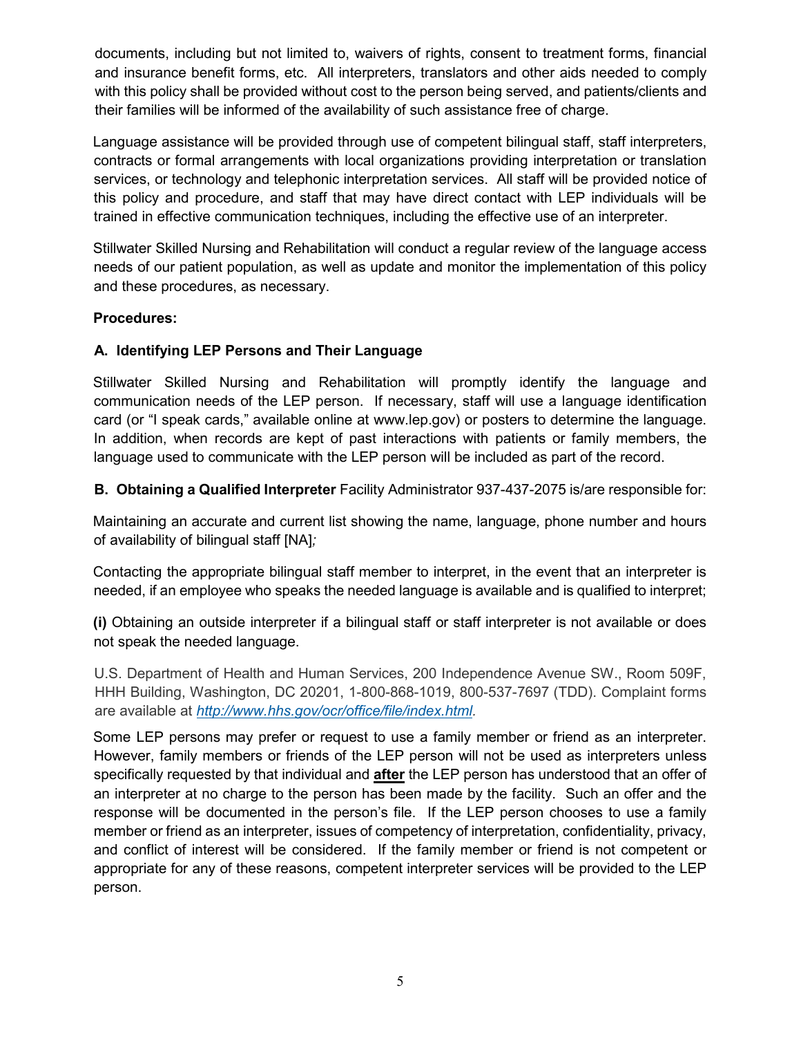documents, including but not limited to, waivers of rights, consent to treatment forms, financial and insurance benefit forms, etc. All interpreters, translators and other aids needed to comply with this policy shall be provided without cost to the person being served, and patients/clients and their families will be informed of the availability of such assistance free of charge.

Language assistance will be provided through use of competent bilingual staff, staff interpreters, contracts or formal arrangements with local organizations providing interpretation or translation services, or technology and telephonic interpretation services. All staff will be provided notice of this policy and procedure, and staff that may have direct contact with LEP individuals will be trained in effective communication techniques, including the effective use of an interpreter.

Stillwater Skilled Nursing and Rehabilitation will conduct a regular review of the language access needs of our patient population, as well as update and monitor the implementation of this policy and these procedures, as necessary.

**Procedures:**

**A. Identifying LEP Persons and Their Language**

Stillwater Skilled Nursing and Rehabilitation will promptly identify the language and communication needs of the LEP person. If necessary, staff will use a language identification card (or "I speak cards," available online at www.lep.gov) or posters to determine the language. In addition, when records are kept of past interactions with patients or family members, the language used to communicate with the LEP person will be included as part of the record.

**B. Obtaining a Qualified Interpreter** Facility Administrator 937-437-2075 is/are responsible for:

Maintaining an accurate and current list showing the name, language, phone number and hours of availability of bilingual staff [NA]*;*

Contacting the appropriate bilingual staff member to interpret, in the event that an interpreter is needed, if an employee who speaks the needed language is available and is qualified to interpret;

**(i)** Obtaining an outside interpreter if a bilingual staff or staff interpreter is not available or does not speak the needed language.

U.S. Department of Health and Human Services, 200 Independence Avenue SW., Room 509F, HHH Building, Washington, DC 20201, 1-800-868-1019, 800-537-7697 (TDD). Complaint forms are available at *http://www.hhs.gov/ocr/office/file/index.html*.

Some LEP persons may prefer or request to use a family member or friend as an interpreter. However, family members or friends of the LEP person will not be used as interpreters unless specifically requested by that individual and **after** the LEP person has understood that an offer of an interpreter at no charge to the person has been made by the facility. Such an offer and the response will be documented in the person's file. If the LEP person chooses to use a family member or friend as an interpreter, issues of competency of interpretation, confidentiality, privacy, and conflict of interest will be considered. If the family member or friend is not competent or appropriate for any of these reasons, competent interpreter services will be provided to the LEP person.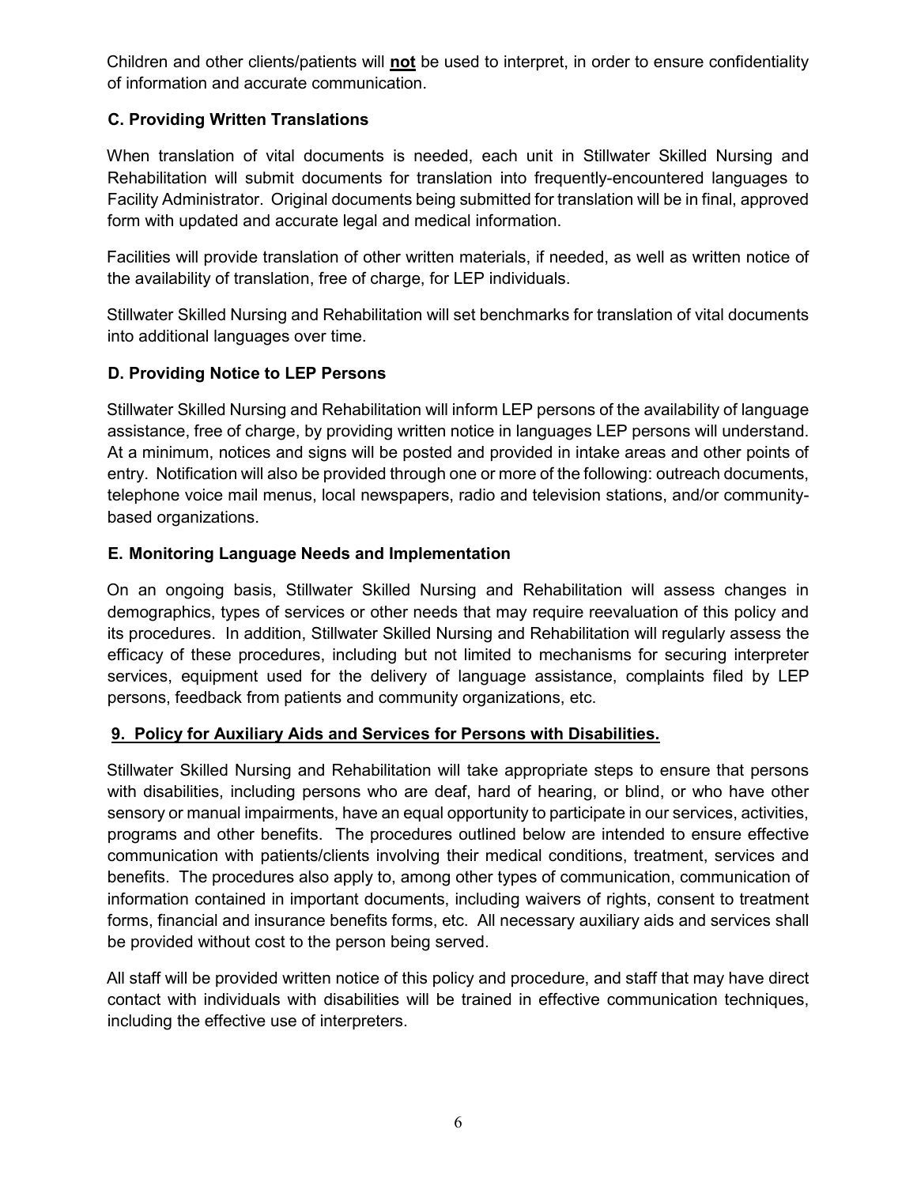Children and other clients/patients will **not** be used to interpret, in order to ensure confidentiality of information and accurate communication.

### C. Providing Written Translations

When translation of vital documents is needed, each unit in Stillwater Skilled Nursing and Rehabilitation will submit documents for translation into frequently-encountered languages to Facility Administrator. Original documents being submitted for translation will be in final, approved form with updated and accurate legal and medical information.

Facilities will provide translation of other written materials, if needed, as well as written notice of the availability of translation, free of charge, for LEP individuals.

Stillwater Skilled Nursing and Rehabilitation will set benchmarks for translation of vital documents into additional languages over time.

### D. Providing Notice to LEP Persons

Stillwater Skilled Nursing and Rehabilitation will inform LEP persons of the availability of language assistance, free of charge, by providing written notice in languages LEP persons will understand. At a minimum, notices and signs will be posted and provided in intake areas and other points of entry. Notification will also be provided through one or more of the following: outreach documents, telephone voice mail menus, local newspapers, radio and television stations, and/or community-based organizations.

### E. Monitoring Language Needs and Implementation

On an ongoing basis, Stillwater Skilled Nursing and Rehabilitation will assess changes in demographics, types of services or other needs that may require reevaluation of this policy and its procedures. In addition, Stillwater Skilled Nursing and Rehabilitation will regularly assess the efficacy of these procedures, including but not limited to mechanisms for securing interpreter services, equipment used for the delivery of language assistance, complaints filed by LEP persons, feedback from patients and community organizations, etc.

## 9. Policy for Auxiliary Aids and Services for Persons with Disabilities.

Stillwater Skilled Nursing and Rehabilitation will take appropriate steps to ensure that persons with disabilities, including persons who are deaf, hard of hearing, or blind, or who have other sensory or manual impairments, have an equal opportunity to participate in our services, activities, programs and other benefits. The procedures outlined below are intended to ensure effective communication with patients/clients involving their medical conditions, treatment, services and benefits. The procedures also apply to, among other types of communication, communication of information contained in important documents, including waivers of rights, consent to treatment forms, financial and insurance benefits forms, etc. All necessary auxiliary aids and services shall be provided without cost to the person being served.

All staff will be provided written notice of this policy and procedure, and staff that may have direct contact with individuals with disabilities will be trained in effective communication techniques, including the effective use of interpreters.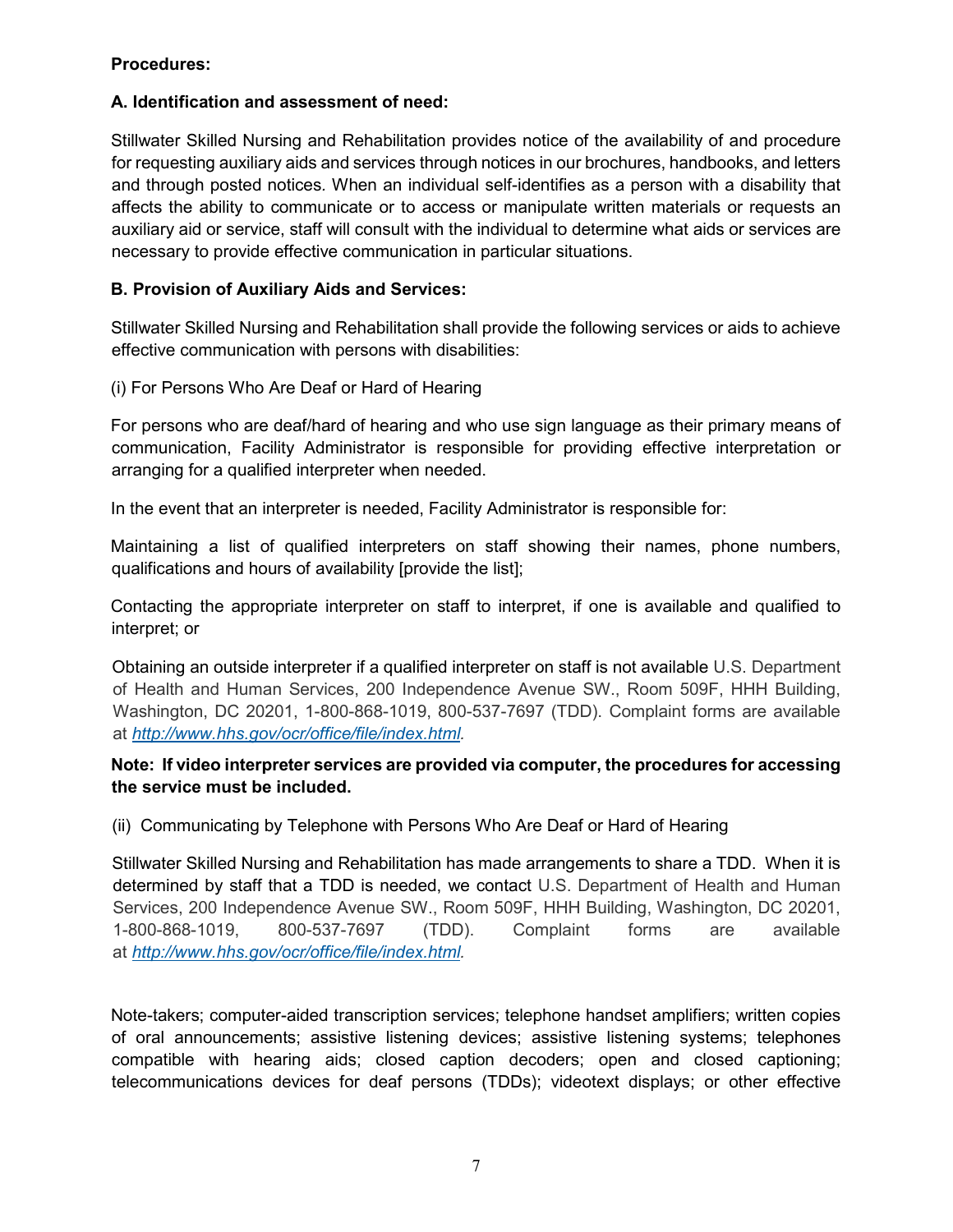**Procedures:**

**A. Identification and assessment of need:**

Stillwater Skilled Nursing and Rehabilitation provides notice of the availability of and procedure for requesting auxiliary aids and services through notices in our brochures, handbooks, and letters and through posted notices. When an individual self-identifies as a person with a disability that affects the ability to communicate or to access or manipulate written materials or requests an auxiliary aid or service, staff will consult with the individual to determine what aids or services are necessary to provide effective communication in particular situations.

**B. Provision of Auxiliary Aids and Services:**

Stillwater Skilled Nursing and Rehabilitation shall provide the following services or aids to achieve effective communication with persons with disabilities:

(i) For Persons Who Are Deaf or Hard of Hearing

For persons who are deaf/hard of hearing and who use sign language as their primary means of communication, Facility Administrator is responsible for providing effective interpretation or arranging for a qualified interpreter when needed.

In the event that an interpreter is needed, Facility Administrator is responsible for:

Maintaining a list of qualified interpreters on staff showing their names, phone numbers, qualifications and hours of availability [provide the list];

Contacting the appropriate interpreter on staff to interpret, if one is available and qualified to interpret; or

Obtaining an outside interpreter if a qualified interpreter on staff is not available U.S. Department of Health and Human Services, 200 Independence Avenue SW., Room 509F, HHH Building, Washington, DC 20201, 1-800-868-1019, 800-537-7697 (TDD). Complaint forms are available at *http://www.hhs.gov/ocr/office/file/index.html*.

**Note: If video interpreter services are provided via computer, the procedures for accessing the service must be included.**

(ii) Communicating by Telephone with Persons Who Are Deaf or Hard of Hearing

Stillwater Skilled Nursing and Rehabilitation has made arrangements to share a TDD. When it is determined by staff that a TDD is needed, we contact U.S. Department of Health and Human Services, 200 Independence Avenue SW., Room 509F, HHH Building, Washington, DC 20201, 1-800-868-1019, 800-537-7697 (TDD). Complaint forms are available at *http://www.hhs.gov/ocr/office/file/index.html*.

Note-takers; computer-aided transcription services; telephone handset amplifiers; written copies of oral announcements; assistive listening devices; assistive listening systems; telephones compatible with hearing aids; closed caption decoders; open and closed captioning; telecommunications devices for deaf persons (TDDs); videotext displays; or other effective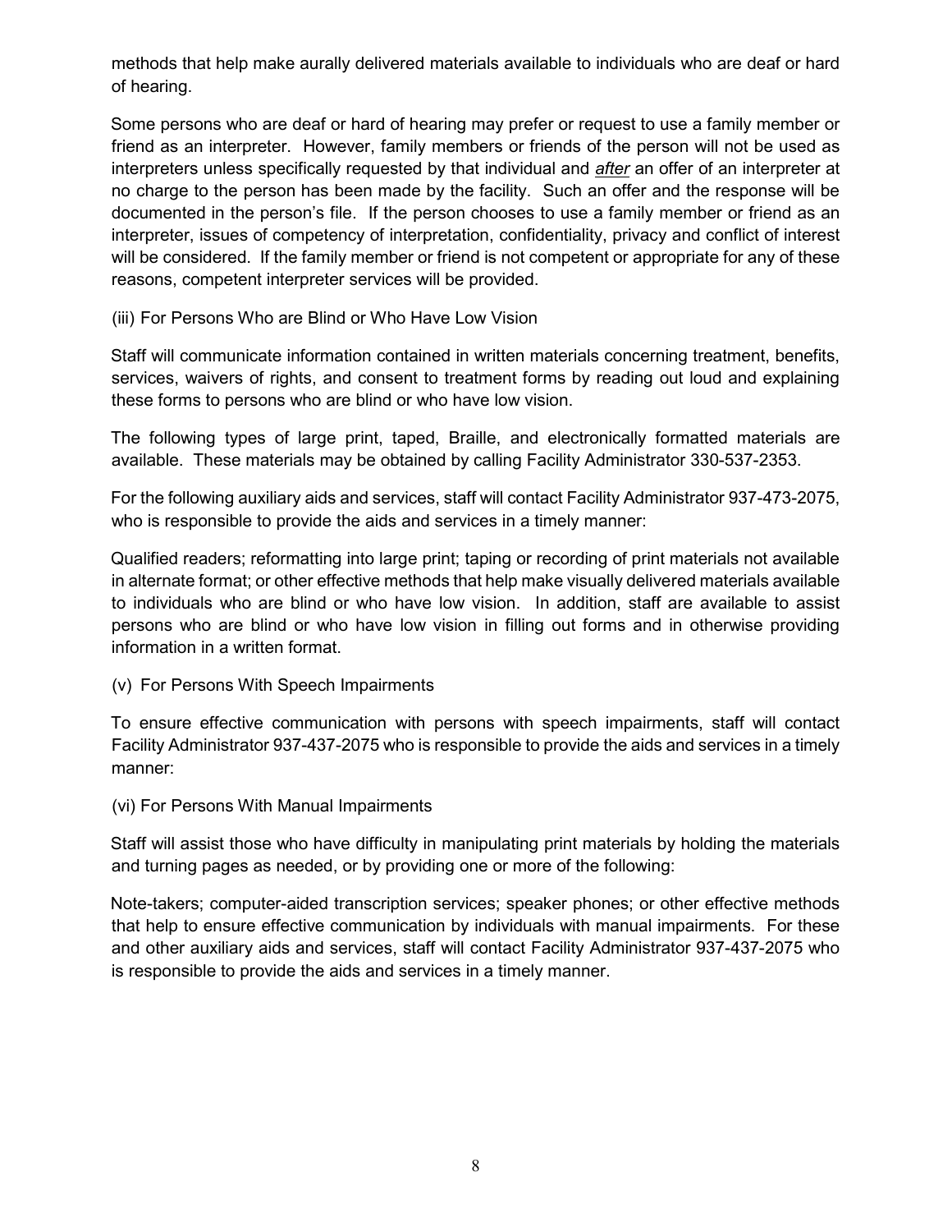methods that help make aurally delivered materials available to individuals who are deaf or hard of hearing.

Some persons who are deaf or hard of hearing may prefer or request to use a family member or friend as an interpreter. However, family members or friends of the person will not be used as interpreters unless specifically requested by that individual and ***after*** an offer of an interpreter at no charge to the person has been made by the facility. Such an offer and the response will be documented in the person's file. If the person chooses to use a family member or friend as an interpreter, issues of competency of interpretation, confidentiality, privacy and conflict of interest will be considered. If the family member or friend is not competent or appropriate for any of these reasons, competent interpreter services will be provided.

(iii) For Persons Who are Blind or Who Have Low Vision

Staff will communicate information contained in written materials concerning treatment, benefits, services, waivers of rights, and consent to treatment forms by reading out loud and explaining these forms to persons who are blind or who have low vision.

The following types of large print, taped, Braille, and electronically formatted materials are available. These materials may be obtained by calling Facility Administrator 330-537-2353.

For the following auxiliary aids and services, staff will contact Facility Administrator 937-473-2075, who is responsible to provide the aids and services in a timely manner:

Qualified readers; reformatting into large print; taping or recording of print materials not available in alternate format; or other effective methods that help make visually delivered materials available to individuals who are blind or who have low vision. In addition, staff are available to assist persons who are blind or who have low vision in filling out forms and in otherwise providing information in a written format.

(v) For Persons With Speech Impairments

To ensure effective communication with persons with speech impairments, staff will contact Facility Administrator 937-437-2075 who is responsible to provide the aids and services in a timely manner:

(vi) For Persons With Manual Impairments

Staff will assist those who have difficulty in manipulating print materials by holding the materials and turning pages as needed, or by providing one or more of the following:

Note-takers; computer-aided transcription services; speaker phones; or other effective methods that help to ensure effective communication by individuals with manual impairments. For these and other auxiliary aids and services, staff will contact Facility Administrator 937-437-2075 who is responsible to provide the aids and services in a timely manner.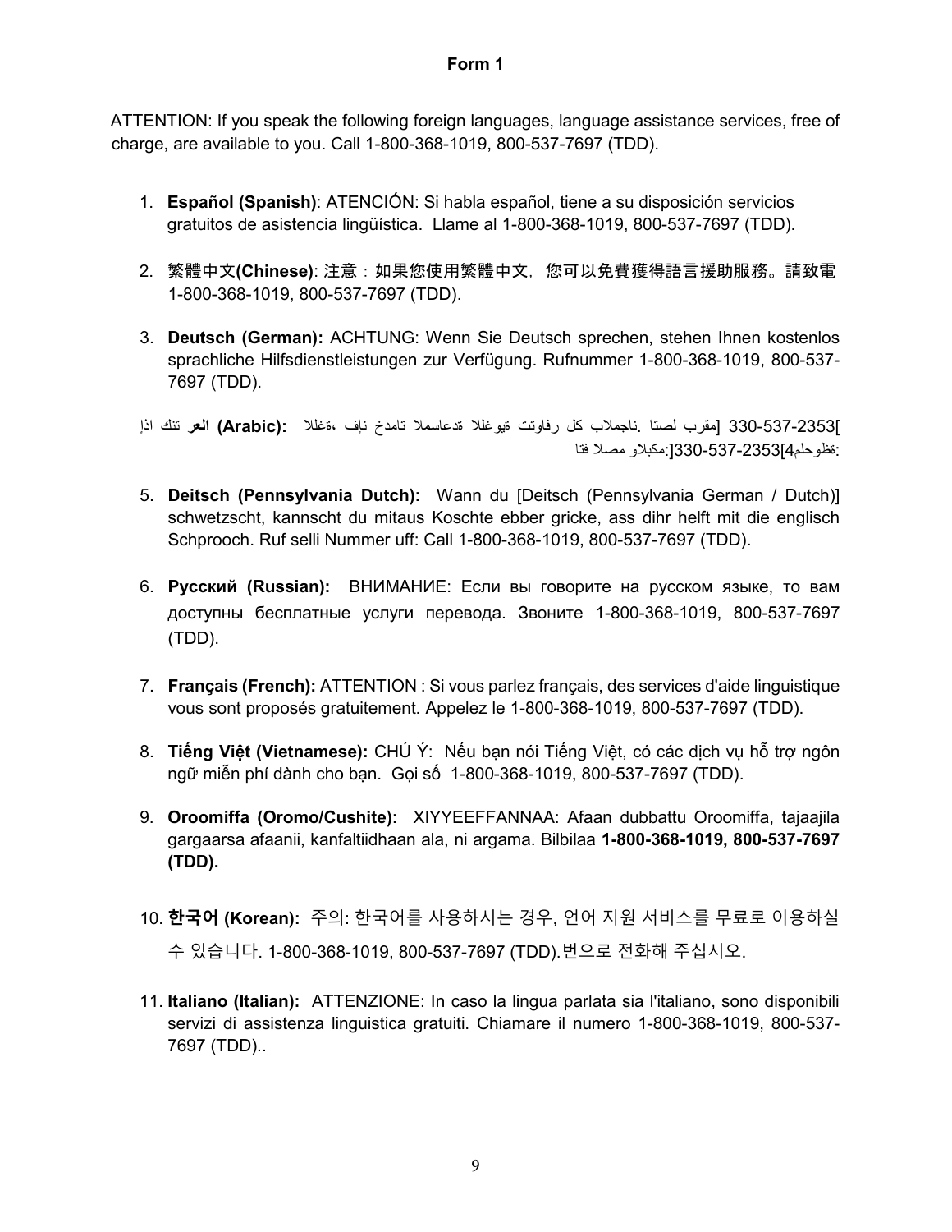**Form 1**

ATTENTION: If you speak the following foreign languages, language assistance services, free of charge, are available to you. Call 1-800-368-1019, 800-537-7697 (TDD).

1. **Español (Spanish)**: ATENCIÓN: Si habla español, tiene a su disposición servicios gratuitos de asistencia lingüística. Llame al 1-800-368-1019, 800-537-7697 (TDD).

2. **繁體中文(Chinese)**: 注意：如果您使用繁體中文，您可以免費獲得語言援助服務。請致電 1-800-368-1019, 800-537-7697 (TDD).

3. **Deutsch (German):** ACHTUNG: Wenn Sie Deutsch sprechen, stehen Ihnen kostenlos sprachliche Hilfsdienstleistungen zur Verfügung. Rufnummer 1-800-368-1019, 800-537-7697 (TDD).

4. اذا تنك **العر (Arabic):** ةغللا، فان خدمات المساعدة اللغوية تتوافر لك بالمجان. اتصل برقم] 330-537-2353[ ملحوظة]4 330-537-2353[:مكبلاو مصلا فتا:

5. **Deitsch (Pennsylvania Dutch):** Wann du [Deitsch (Pennsylvania German / Dutch)] schwetzscht, kannscht du mitaus Koschte ebber gricke, ass dihr helft mit die englisch Schprooch. Ruf selli Nummer uff: Call 1-800-368-1019, 800-537-7697 (TDD).

6. **Русский (Russian):** ВНИМАНИЕ: Если вы говорите на русском языке, то вам доступны бесплатные услуги перевода. Звоните 1-800-368-1019, 800-537-7697 (TDD).

7. **Français (French):** ATTENTION : Si vous parlez français, des services d'aide linguistique vous sont proposés gratuitement. Appelez le 1-800-368-1019, 800-537-7697 (TDD).

8. **Tiếng Việt (Vietnamese):** CHÚ Ý: Nếu bạn nói Tiếng Việt, có các dịch vụ hỗ trợ ngôn ngữ miễn phí dành cho bạn. Gọi số 1-800-368-1019, 800-537-7697 (TDD).

9. **Oroomiffa (Oromo/Cushite):** XIYYEEFFANNAA: Afaan dubbattu Oroomiffa, tajaajila gargaarsa afaanii, kanfaltiidhaan ala, ni argama. Bilbilaa **1-800-368-1019, 800-537-7697 (TDD).**

10. **한국어 (Korean):** 주의: 한국어를 사용하시는 경우, 언어 지원 서비스를 무료로 이용하실 수 있습니다. 1-800-368-1019, 800-537-7697 (TDD).번으로 전화해 주십시오.

11. **Italiano (Italian):** ATTENZIONE: In caso la lingua parlata sia l'italiano, sono disponibili servizi di assistenza linguistica gratuiti. Chiamare il numero 1-800-368-1019, 800-537-7697 (TDD)..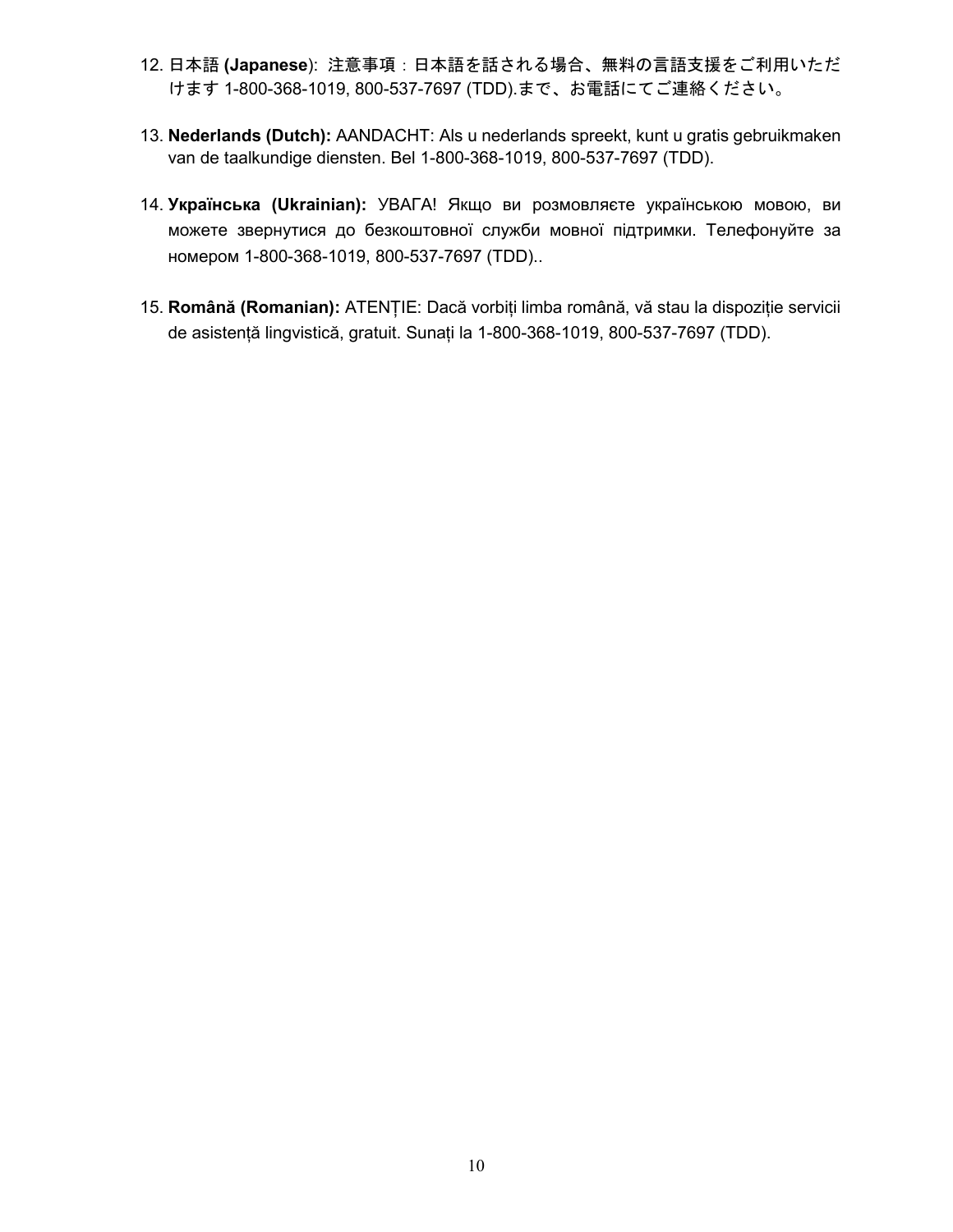12. 日本語 **(Japanese**): 注意事項：日本語を話される場合、無料の言語支援をご利用いただけます 1-800-368-1019, 800-537-7697 (TDD).まで、お電話にてご連絡ください。

13. **Nederlands (Dutch):** AANDACHT: Als u nederlands spreekt, kunt u gratis gebruikmaken van de taalkundige diensten. Bel 1-800-368-1019, 800-537-7697 (TDD).

14. **Українська (Ukrainian):** УВАГА! Якщо ви розмовляєте українською мовою, ви можете звернутися до безкоштовної служби мовної підтримки. Телефонуйте за номером 1-800-368-1019, 800-537-7697 (TDD)..

15. **Română (Romanian):** ATENȚIE: Dacă vorbiți limba română, vă stau la dispoziție servicii de asistență lingvistică, gratuit. Sunați la 1-800-368-1019, 800-537-7697 (TDD).